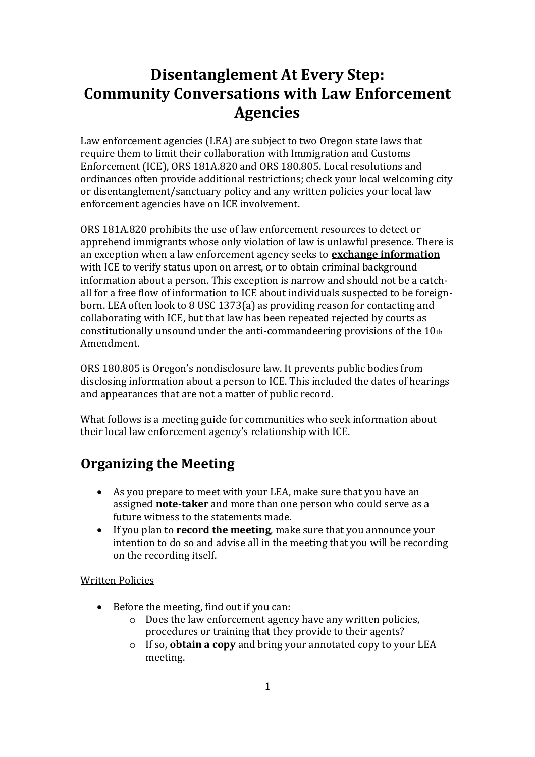# Disentanglement At Every Step: Community Conversations with Law Enforcement Agencies

Law enforcement agencies (LEA) are subject to two Oregon state laws that require them to limit their collaboration with Immigration and Customs Enforcement (ICE), ORS 181A.820 and ORS 180.805. Local resolutions and ordinances often provide additional restrictions; check your local welcoming city or disentanglement/sanctuary policy and any written policies your local law enforcement agencies have on ICE involvement.

ORS 181A.820 prohibits the use of law enforcement resources to detect or apprehend immigrants whose only violation of law is unlawful presence. There is an exception when a law enforcement agency seeks to **exchange information** with ICE to verify status upon on arrest, or to obtain criminal background information about a person. This exception is narrow and should not be a catch-all for a free flow of information to ICE about individuals suspected to be foreign-born. LEA often look to 8 USC 1373(a) as providing reason for contacting and collaborating with ICE, but that law has been repeated rejected by courts as constitutionally unsound under the anti-commandeering provisions of the 10th Amendment.

ORS 180.805 is Oregon's nondisclosure law. It prevents public bodies from disclosing information about a person to ICE. This included the dates of hearings and appearances that are not a matter of public record.

What follows is a meeting guide for communities who seek information about their local law enforcement agency's relationship with ICE.

## Organizing the Meeting

- As you prepare to meet with your LEA, make sure that you have an assigned **note-taker** and more than one person who could serve as a future witness to the statements made.
- If you plan to **record the meeting**, make sure that you announce your intention to do so and advise all in the meeting that you will be recording on the recording itself.

Written Policies

- Before the meeting, find out if you can:
  - Does the law enforcement agency have any written policies, procedures or training that they provide to their agents?
  - If so, **obtain a copy** and bring your annotated copy to your LEA meeting.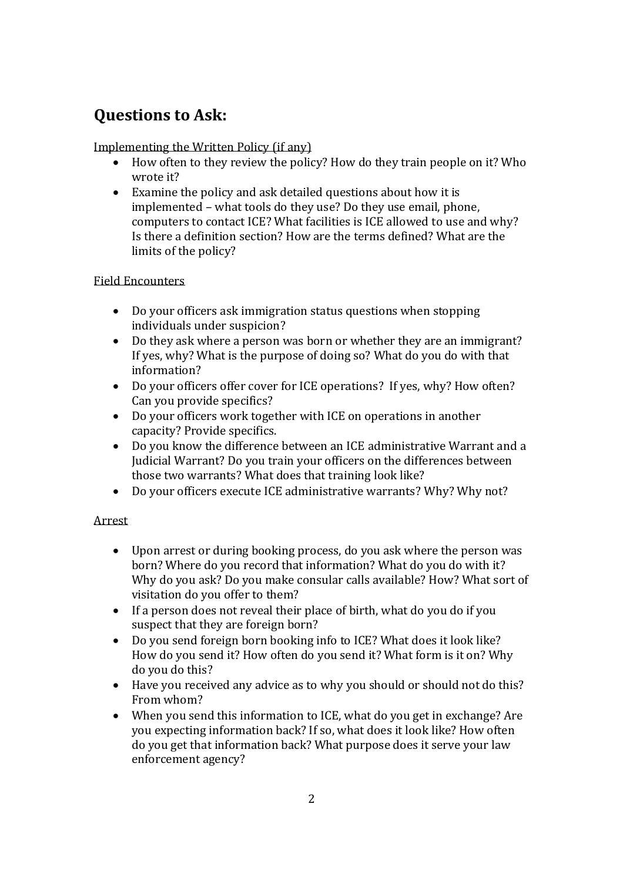## Questions to Ask:

Implementing the Written Policy (if any)

- How often to they review the policy? How do they train people on it? Who wrote it?
- Examine the policy and ask detailed questions about how it is implemented – what tools do they use? Do they use email, phone, computers to contact ICE? What facilities is ICE allowed to use and why? Is there a definition section? How are the terms defined? What are the limits of the policy?

Field Encounters

- Do your officers ask immigration status questions when stopping individuals under suspicion?
- Do they ask where a person was born or whether they are an immigrant? If yes, why? What is the purpose of doing so? What do you do with that information?
- Do your officers offer cover for ICE operations? If yes, why? How often? Can you provide specifics?
- Do your officers work together with ICE on operations in another capacity? Provide specifics.
- Do you know the difference between an ICE administrative Warrant and a Judicial Warrant? Do you train your officers on the differences between those two warrants? What does that training look like?
- Do your officers execute ICE administrative warrants? Why? Why not?

Arrest

- Upon arrest or during booking process, do you ask where the person was born? Where do you record that information? What do you do with it? Why do you ask? Do you make consular calls available? How? What sort of visitation do you offer to them?
- If a person does not reveal their place of birth, what do you do if you suspect that they are foreign born?
- Do you send foreign born booking info to ICE? What does it look like? How do you send it? How often do you send it? What form is it on? Why do you do this?
- Have you received any advice as to why you should or should not do this? From whom?
- When you send this information to ICE, what do you get in exchange? Are you expecting information back? If so, what does it look like? How often do you get that information back? What purpose does it serve your law enforcement agency?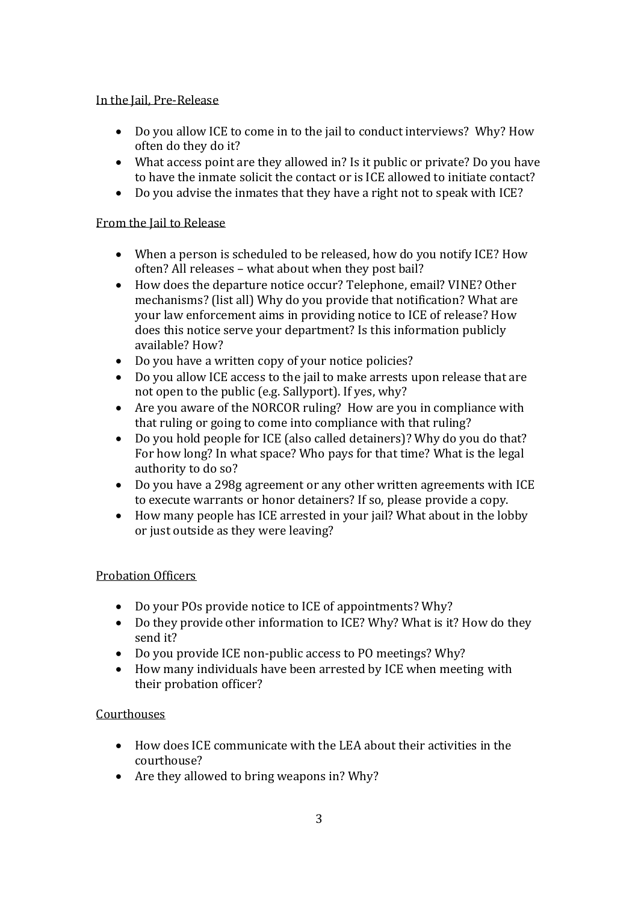In the Jail, Pre-Release

- Do you allow ICE to come in to the jail to conduct interviews? Why? How often do they do it?
- What access point are they allowed in? Is it public or private? Do you have to have the inmate solicit the contact or is ICE allowed to initiate contact?
- Do you advise the inmates that they have a right not to speak with ICE?

From the Jail to Release

- When a person is scheduled to be released, how do you notify ICE? How often? All releases – what about when they post bail?
- How does the departure notice occur? Telephone, email? VINE? Other mechanisms? (list all) Why do you provide that notification? What are your law enforcement aims in providing notice to ICE of release? How does this notice serve your department? Is this information publicly available? How?
- Do you have a written copy of your notice policies?
- Do you allow ICE access to the jail to make arrests upon release that are not open to the public (e.g. Sallyport). If yes, why?
- Are you aware of the NORCOR ruling? How are you in compliance with that ruling or going to come into compliance with that ruling?
- Do you hold people for ICE (also called detainers)? Why do you do that? For how long? In what space? Who pays for that time? What is the legal authority to do so?
- Do you have a 298g agreement or any other written agreements with ICE to execute warrants or honor detainers? If so, please provide a copy.
- How many people has ICE arrested in your jail? What about in the lobby or just outside as they were leaving?

Probation Officers

- Do your POs provide notice to ICE of appointments? Why?
- Do they provide other information to ICE? Why? What is it? How do they send it?
- Do you provide ICE non-public access to PO meetings? Why?
- How many individuals have been arrested by ICE when meeting with their probation officer?

Courthouses

- How does ICE communicate with the LEA about their activities in the courthouse?
- Are they allowed to bring weapons in? Why?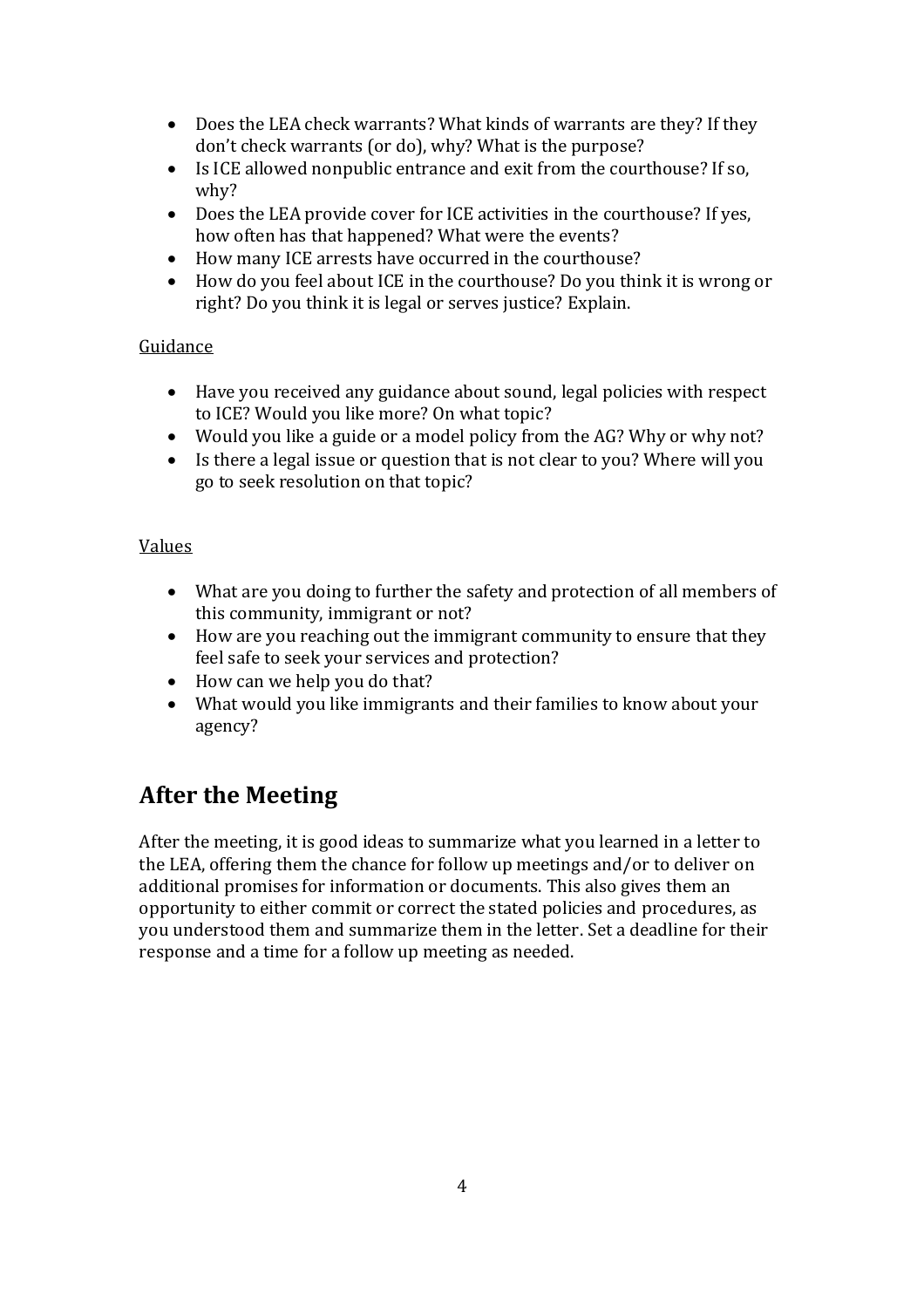- Does the LEA check warrants? What kinds of warrants are they? If they don't check warrants (or do), why? What is the purpose?
- Is ICE allowed nonpublic entrance and exit from the courthouse? If so, why?
- Does the LEA provide cover for ICE activities in the courthouse? If yes, how often has that happened? What were the events?
- How many ICE arrests have occurred in the courthouse?
- How do you feel about ICE in the courthouse? Do you think it is wrong or right? Do you think it is legal or serves justice? Explain.

Guidance

- Have you received any guidance about sound, legal policies with respect to ICE? Would you like more? On what topic?
- Would you like a guide or a model policy from the AG? Why or why not?
- Is there a legal issue or question that is not clear to you? Where will you go to seek resolution on that topic?

Values

- What are you doing to further the safety and protection of all members of this community, immigrant or not?
- How are you reaching out the immigrant community to ensure that they feel safe to seek your services and protection?
- How can we help you do that?
- What would you like immigrants and their families to know about your agency?

## After the Meeting

After the meeting, it is good ideas to summarize what you learned in a letter to the LEA, offering them the chance for follow up meetings and/or to deliver on additional promises for information or documents. This also gives them an opportunity to either commit or correct the stated policies and procedures, as you understood them and summarize them in the letter. Set a deadline for their response and a time for a follow up meeting as needed.